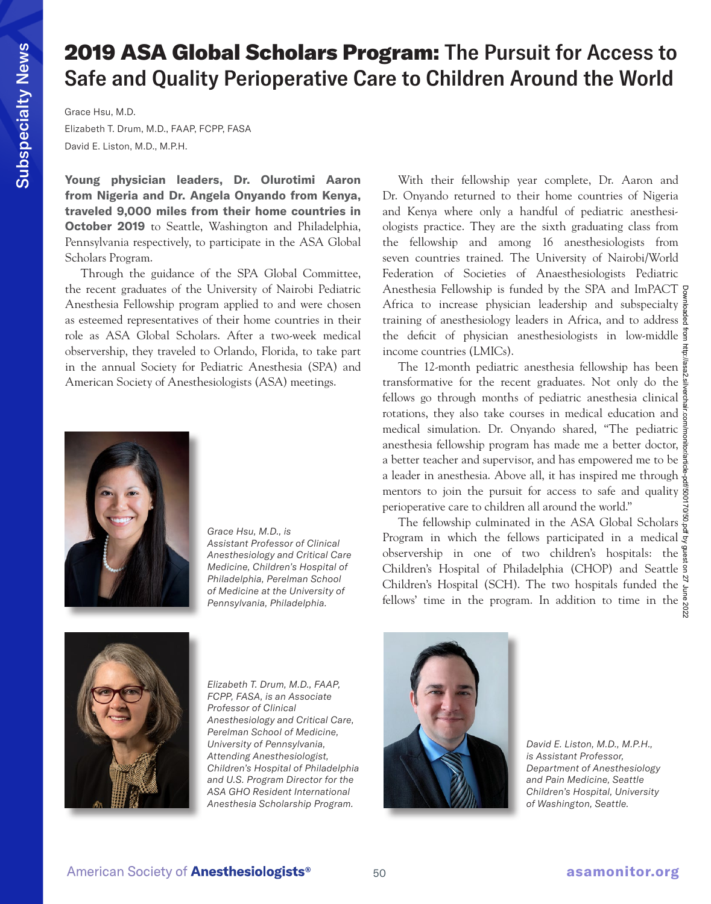# **2019 ASA Global Scholars Program:** The Pursuit for Access to Safe and Quality Perioperative Care to Children Around the World

Grace Hsu, M.D.

Elizabeth T. Drum, M.D., FAAP, FCPP, FASA

David E. Liston, M.D., M.P.H.

**Young physician leaders, Dr. Olurotimi Aaron from Nigeria and Dr. Angela Onyando from Kenya, traveled 9,000 miles from their home countries in October 2019** to Seattle, Washington and Philadelphia, Pennsylvania respectively, to participate in the ASA Global Scholars Program.

Through the guidance of the SPA Global Committee, the recent graduates of the University of Nairobi Pediatric Anesthesia Fellowship program applied to and were chosen as esteemed representatives of their home countries in their role as ASA Global Scholars. After a two-week medical observership, they traveled to Orlando, Florida, to take part in the annual Society for Pediatric Anesthesia (SPA) and American Society of Anesthesiologists (ASA) meetings.

*Grace Hsu, M.D., is Assistant Professor of Clinical Anesthesiology and Critical Care Medicine, Children's Hospital of Philadelphia, Perelman School of Medicine at the University of Pennsylvania, Philadelphia.*

*Elizabeth T. Drum, M.D., FAAP, FCPP, FASA, is an Associate Professor of Clinical Anesthesiology and Critical Care, Perelman School of Medicine, University of Pennsylvania, Attending Anesthesiologist, Children's Hospital of Philadelphia and U.S. Program Director for the ASA GHO Resident International Anesthesia Scholarship Program.*

With their fellowship year complete, Dr. Aaron and Dr. Onyando returned to their home countries of Nigeria and Kenya where only a handful of pediatric anesthesiologists practice. They are the sixth graduating class from the fellowship and among 16 anesthesiologists from seven countries trained. The University of Nairobi/World Federation of Societies of Anaesthesiologists Pediatric Anesthesia Fellowship is funded by the SPA and ImPACT Africa to increase physician leadership and subspecialty training of anesthesiology leaders in Africa, and to address the deficit of physician anesthesiologists in low-middle income countries (LMICs).

The 12-month pediatric anesthesia fellowship has been transformative for the recent graduates. Not only do the fellows go through months of pediatric anesthesia clinical rotations, they also take courses in medical education and medical simulation. Dr. Onyando shared, "The pediatric anesthesia fellowship program has made me a better doctor, a better teacher and supervisor, and has empowered me to be a leader in anesthesia. Above all, it has inspired me through mentors to join the pursuit for access to safe and quality perioperative care to children all around the world."

The fellowship culminated in the ASA Global Scholars Program in which the fellows participated in a medical observership in one of two children's hospitals: the Children's Hospital of Philadelphia (CHOP) and Seattle Children's Hospital (SCH). The two hospitals funded the fellows' time in the program. In addition to time in the

*David E. Liston, M.D., M.P.H., is Assistant Professor, Department of Anesthesiology and Pain Medicine, Seattle Children's Hospital, University of Washington, Seattle.*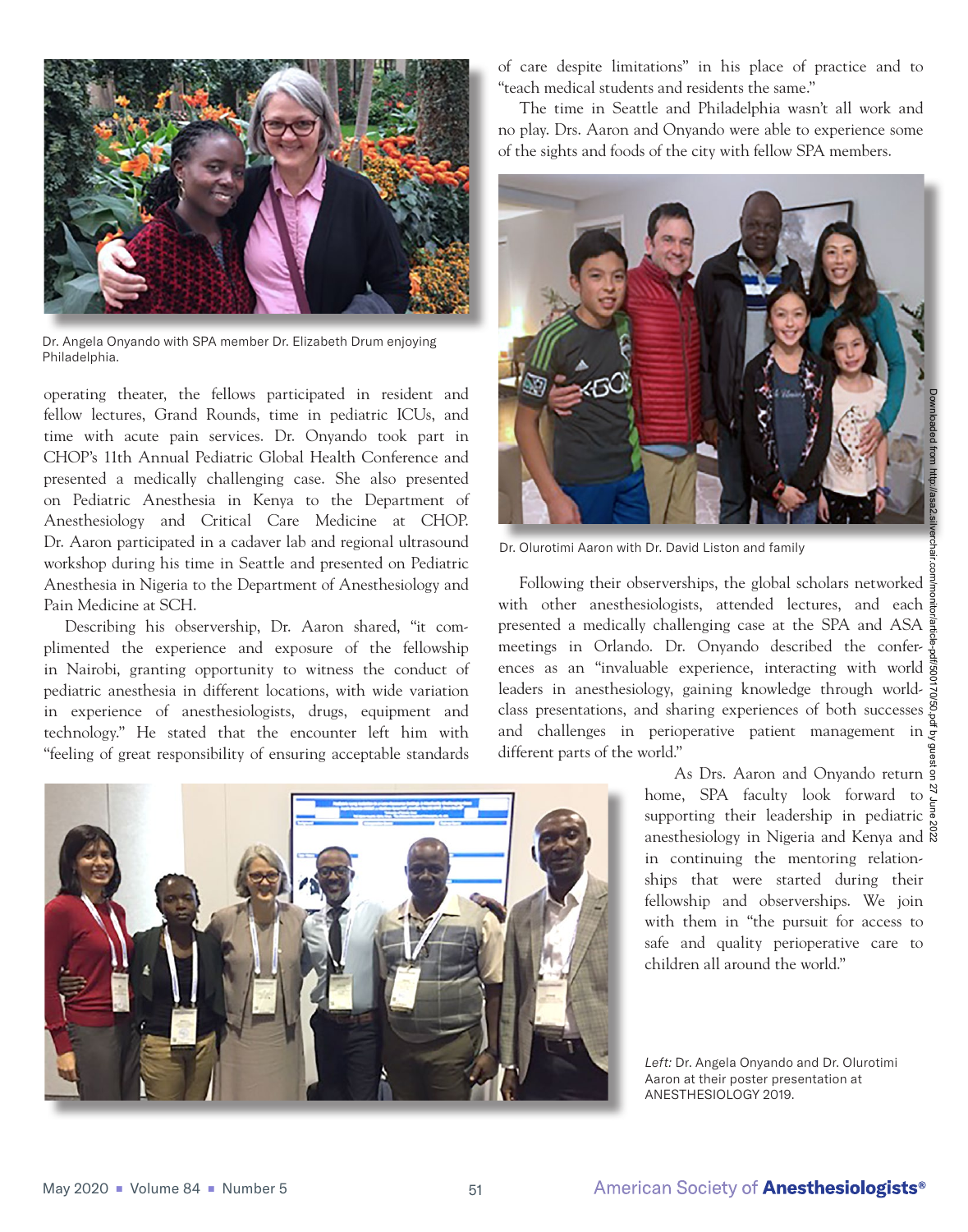Dr. Angela Onyando with SPA member Dr. Elizabeth Drum enjoying Philadelphia.

operating theater, the fellows participated in resident and fellow lectures, Grand Rounds, time in pediatric ICUs, and time with acute pain services. Dr. Onyando took part in CHOP's 11th Annual Pediatric Global Health Conference and presented a medically challenging case. She also presented on Pediatric Anesthesia in Kenya to the Department of Anesthesiology and Critical Care Medicine at CHOP. Dr. Aaron participated in a cadaver lab and regional ultrasound workshop during his time in Seattle and presented on Pediatric Anesthesia in Nigeria to the Department of Anesthesiology and Pain Medicine at SCH.

Describing his observership, Dr. Aaron shared, "it complimented the experience and exposure of the fellowship in Nairobi, granting opportunity to witness the conduct of pediatric anesthesia in different locations, with wide variation in experience of anesthesiologists, drugs, equipment and technology." He stated that the encounter left him with "feeling of great responsibility of ensuring acceptable standards of care despite limitations" in his place of practice and to "teach medical students and residents the same."

The time in Seattle and Philadelphia wasn't all work and no play. Drs. Aaron and Onyando were able to experience some of the sights and foods of the city with fellow SPA members.

Dr. Olurotimi Aaron with Dr. David Liston and family

Following their observerships, the global scholars networked with other anesthesiologists, attended lectures, and each presented a medically challenging case at the SPA and ASA meetings in Orlando. Dr. Onyando described the conferences as an "invaluable experience, interacting with world leaders in anesthesiology, gaining knowledge through world-class presentations, and sharing experiences of both successes and challenges in perioperative patient management in different parts of the world."

As Drs. Aaron and Onyando return home, SPA faculty look forward to supporting their leadership in pediatric anesthesiology in Nigeria and Kenya and in continuing the mentoring relationships that were started during their fellowship and observerships. We join with them in "the pursuit for access to safe and quality perioperative care to children all around the world."

*Left:* Dr. Angela Onyando and Dr. Olurotimi Aaron at their poster presentation at ANESTHESIOLOGY 2019.